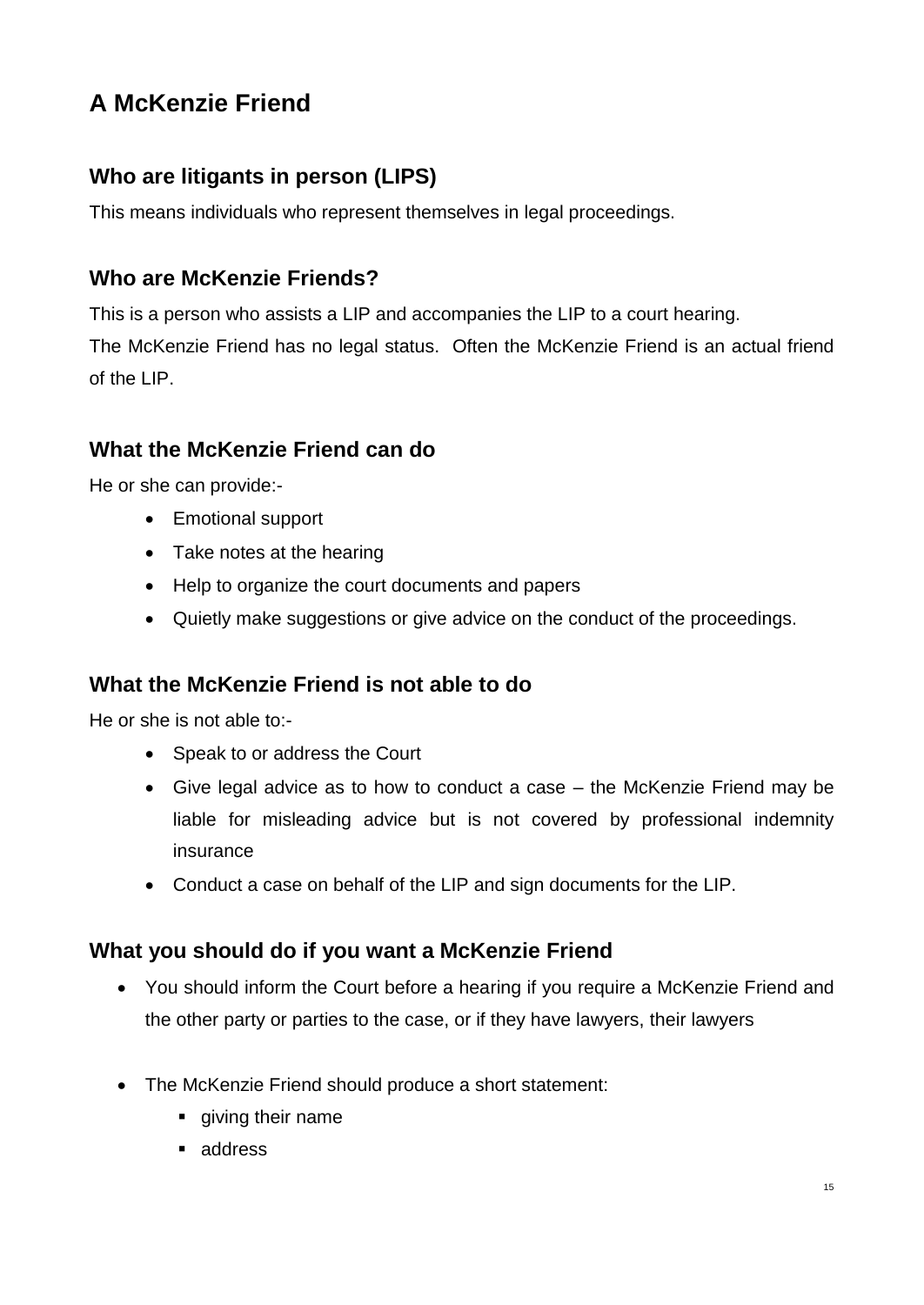# A McKenzie Friend

## Who are litigants in person (LIPS)

This means individuals who represent themselves in legal proceedings.

## Who are McKenzie Friends?

This is a person who assists a LIP and accompanies the LIP to a court hearing.
The McKenzie Friend has no legal status. Often the McKenzie Friend is an actual friend of the LIP.

## What the McKenzie Friend can do

He or she can provide:-

- Emotional support
- Take notes at the hearing
- Help to organize the court documents and papers
- Quietly make suggestions or give advice on the conduct of the proceedings.

## What the McKenzie Friend is not able to do

He or she is not able to:-

- Speak to or address the Court
- Give legal advice as to how to conduct a case – the McKenzie Friend may be liable for misleading advice but is not covered by professional indemnity insurance
- Conduct a case on behalf of the LIP and sign documents for the LIP.

## What you should do if you want a McKenzie Friend

- You should inform the Court before a hearing if you require a McKenzie Friend and the other party or parties to the case, or if they have lawyers, their lawyers

- The McKenzie Friend should produce a short statement:
  - giving their name
  - address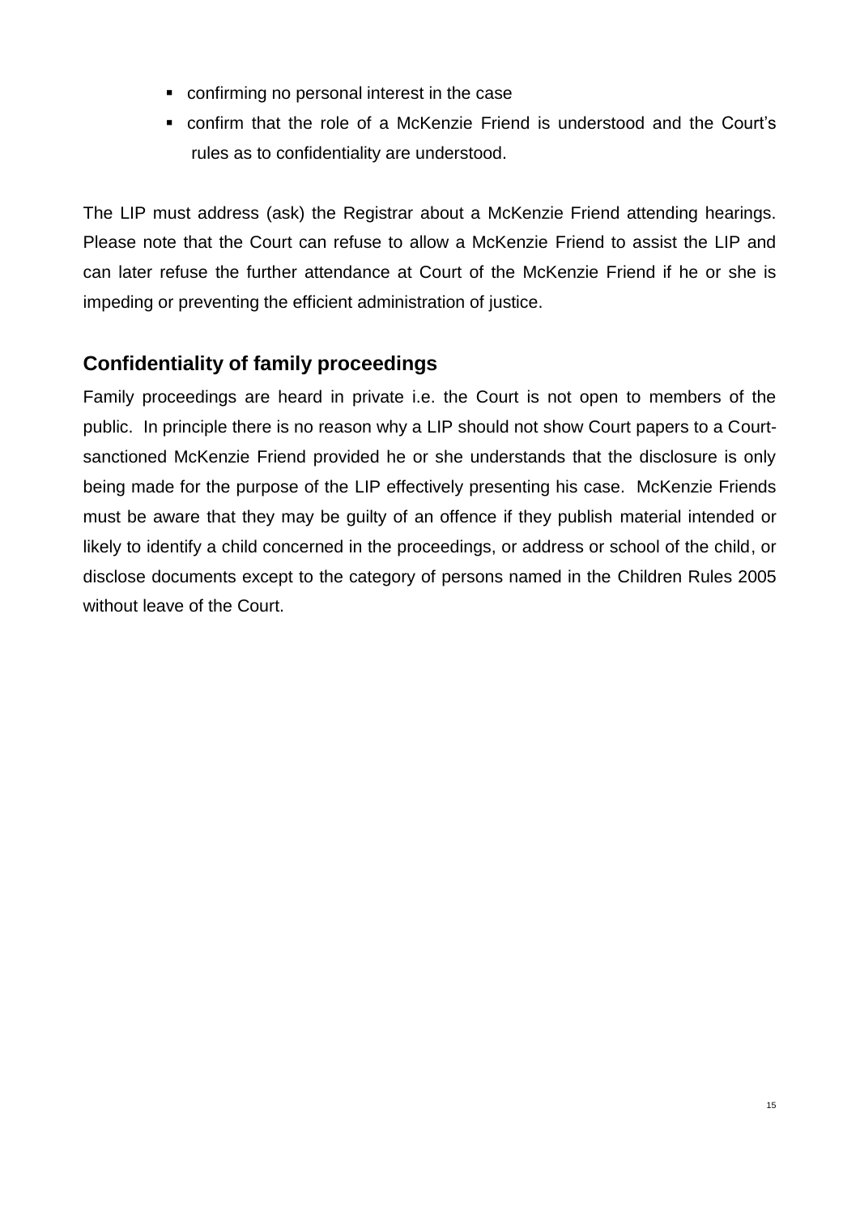- confirming no personal interest in the case
- confirm that the role of a McKenzie Friend is understood and the Court's rules as to confidentiality are understood.

The LIP must address (ask) the Registrar about a McKenzie Friend attending hearings. Please note that the Court can refuse to allow a McKenzie Friend to assist the LIP and can later refuse the further attendance at Court of the McKenzie Friend if he or she is impeding or preventing the efficient administration of justice.

## Confidentiality of family proceedings

Family proceedings are heard in private i.e. the Court is not open to members of the public. In principle there is no reason why a LIP should not show Court papers to a Court-sanctioned McKenzie Friend provided he or she understands that the disclosure is only being made for the purpose of the LIP effectively presenting his case. McKenzie Friends must be aware that they may be guilty of an offence if they publish material intended or likely to identify a child concerned in the proceedings, or address or school of the child, or disclose documents except to the category of persons named in the Children Rules 2005 without leave of the Court.